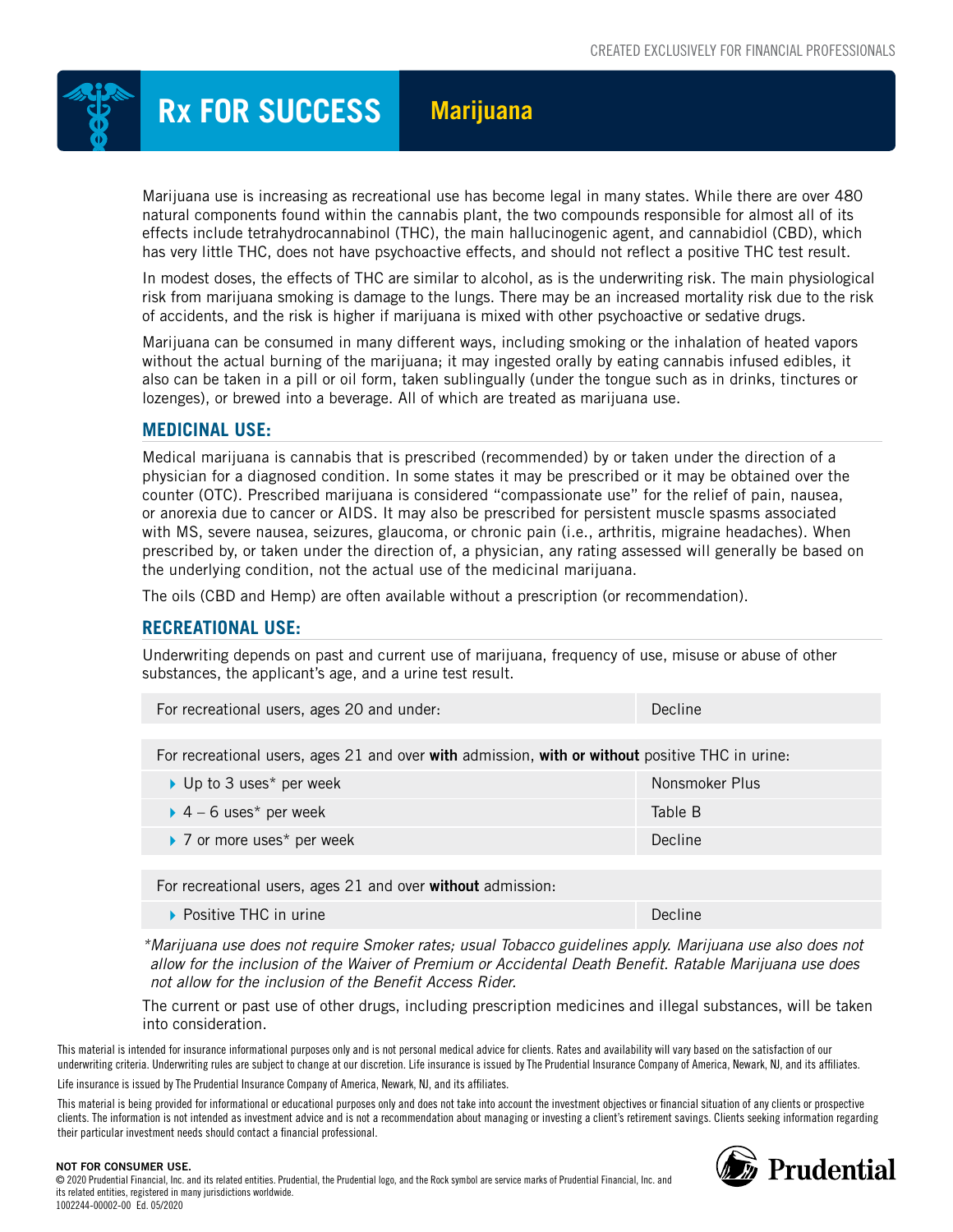CREATED EXCLUSIVELY FOR FINANCIAL PROFESSIONALS

# Rx FOR SUCCESS Marijuana

Marijuana use is increasing as recreational use has become legal in many states. While there are over 480 natural components found within the cannabis plant, the two compounds responsible for almost all of its effects include tetrahydrocannabinol (THC), the main hallucinogenic agent, and cannabidiol (CBD), which has very little THC, does not have psychoactive effects, and should not reflect a positive THC test result.

In modest doses, the effects of THC are similar to alcohol, as is the underwriting risk. The main physiological risk from marijuana smoking is damage to the lungs. There may be an increased mortality risk due to the risk of accidents, and the risk is higher if marijuana is mixed with other psychoactive or sedative drugs.

Marijuana can be consumed in many different ways, including smoking or the inhalation of heated vapors without the actual burning of the marijuana; it may ingested orally by eating cannabis infused edibles, it also can be taken in a pill or oil form, taken sublingually (under the tongue such as in drinks, tinctures or lozenges), or brewed into a beverage. All of which are treated as marijuana use.

## MEDICINAL USE:

Medical marijuana is cannabis that is prescribed (recommended) by or taken under the direction of a physician for a diagnosed condition. In some states it may be prescribed or it may be obtained over the counter (OTC). Prescribed marijuana is considered "compassionate use" for the relief of pain, nausea, or anorexia due to cancer or AIDS. It may also be prescribed for persistent muscle spasms associated with MS, severe nausea, seizures, glaucoma, or chronic pain (i.e., arthritis, migraine headaches). When prescribed by, or taken under the direction of, a physician, any rating assessed will generally be based on the underlying condition, not the actual use of the medicinal marijuana.

The oils (CBD and Hemp) are often available without a prescription (or recommendation).

## RECREATIONAL USE:

Underwriting depends on past and current use of marijuana, frequency of use, misuse or abuse of other substances, the applicant's age, and a urine test result.

| For recreational users, ages 20 and under: | Decline |
|---|---|

| For recreational users, ages 21 and over **with** admission, **with or without** positive THC in urine: | |
|---|---|
| Up to 3 uses* per week | Nonsmoker Plus |
| 4 – 6 uses* per week | Table B |
| 7 or more uses* per week | Decline |

| For recreational users, ages 21 and over **without** admission: | |
|---|---|
| Positive THC in urine | Decline |

**Note:** *Marijuana use does not require Smoker rates; usual Tobacco guidelines apply. Marijuana use also does not allow for the inclusion of the Waiver of Premium or Accidental Death Benefit. Ratable Marijuana use does not allow for the inclusion of the Benefit Access Rider.*

The current or past use of other drugs, including prescription medicines and illegal substances, will be taken into consideration.

This material is intended for insurance informational purposes only and is not personal medical advice for clients. Rates and availability will vary based on the satisfaction of our underwriting criteria. Underwriting rules are subject to change at our discretion. Life insurance is issued by The Prudential Insurance Company of America, Newark, NJ, and its affiliates.

Life insurance is issued by The Prudential Insurance Company of America, Newark, NJ, and its affiliates.

This material is being provided for informational or educational purposes only and does not take into account the investment objectives or financial situation of any clients or prospective clients. The information is not intended as investment advice and is not a recommendation about managing or investing a client's retirement savings. Clients seeking information regarding their particular investment needs should contact a financial professional.

**NOT FOR CONSUMER USE.**

© 2020 Prudential Financial, Inc. and its related entities. Prudential, the Prudential logo, and the Rock symbol are service marks of Prudential Financial, Inc. and its related entities, registered in many jurisdictions worldwide.

1002244-00002-00 Ed. 05/2020

Prudential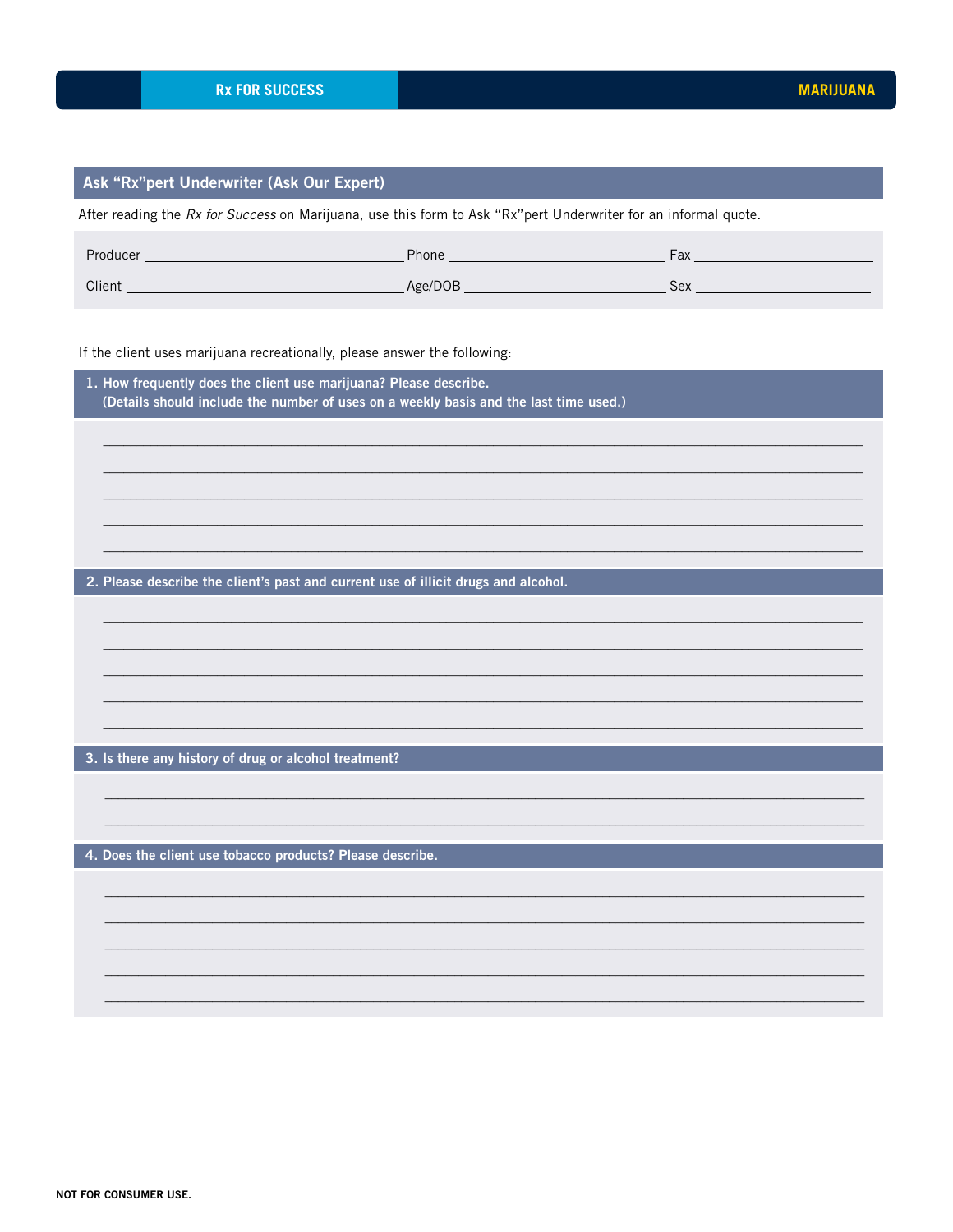## Ask "Rx"pert Underwriter (Ask Our Expert)

After reading the *Rx for Success* on Marijuana, use this form to Ask "Rx"pert Underwriter for an informal quote.

Producer ______________________ Phone ______________________ Fax ______________________

Client ______________________ Age/DOB ______________________ Sex ______________________

If the client uses marijuana recreationally, please answer the following:

**1. How frequently does the client use marijuana? Please describe.
(Details should include the number of uses on a weekly basis and the last time used.)**

______________________________________________________________________

______________________________________________________________________

______________________________________________________________________

______________________________________________________________________

______________________________________________________________________

**2. Please describe the client's past and current use of illicit drugs and alcohol.**

______________________________________________________________________

______________________________________________________________________

______________________________________________________________________

______________________________________________________________________

______________________________________________________________________

**3. Is there any history of drug or alcohol treatment?**

______________________________________________________________________

______________________________________________________________________

**4. Does the client use tobacco products? Please describe.**

______________________________________________________________________

______________________________________________________________________

______________________________________________________________________

______________________________________________________________________

______________________________________________________________________

NOT FOR CONSUMER USE.